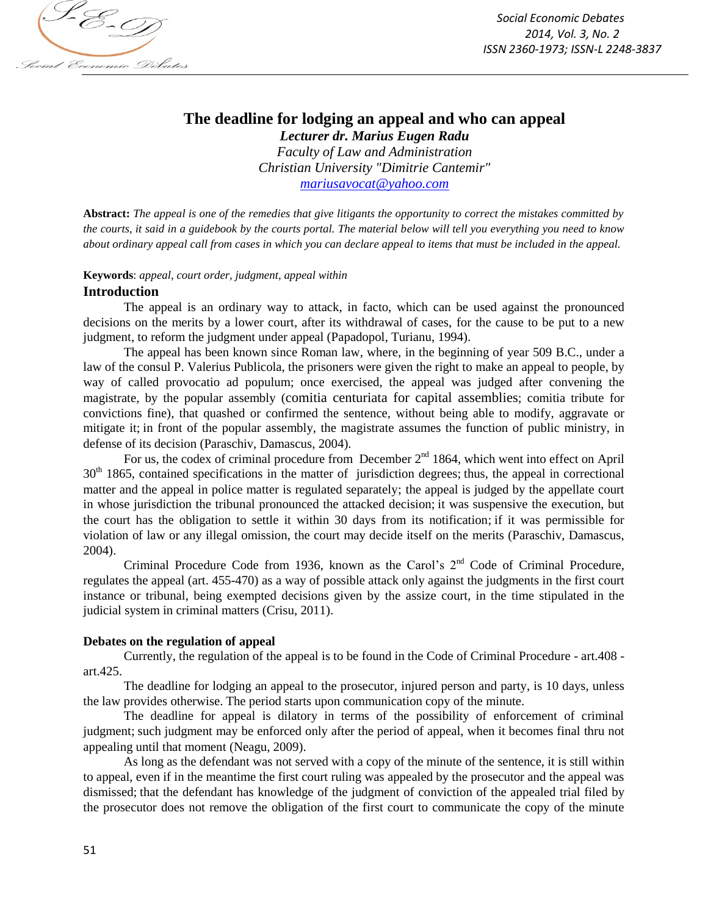# The deadline for lodging an appeal and who can appeal

***Lecturer dr. Marius Eugen Radu***
*Faculty of Law and Administration*
*Christian University "Dimitrie Cantemir"*
*mariusavocat@yahoo.com*

**Abstract:** *The appeal is one of the remedies that give litigants the opportunity to correct the mistakes committed by the courts, it said in a guidebook by the courts portal. The material below will tell you everything you need to know about ordinary appeal call from cases in which you can declare appeal to items that must be included in the appeal.*

**Keywords**: *appeal, court order, judgment, appeal within*

## Introduction

The appeal is an ordinary way to attack, in facto, which can be used against the pronounced decisions on the merits by a lower court, after its withdrawal of cases, for the cause to be put to a new judgment, to reform the judgment under appeal (Papadopol, Turianu, 1994).

The appeal has been known since Roman law, where, in the beginning of year 509 B.C., under a law of the consul P. Valerius Publicola, the prisoners were given the right to make an appeal to people, by way of called provocatio ad populum; once exercised, the appeal was judged after convening the magistrate, by the popular assembly (comitia centuriata for capital assemblies; comitia tribute for convictions fine), that quashed or confirmed the sentence, without being able to modify, aggravate or mitigate it; in front of the popular assembly, the magistrate assumes the function of public ministry, in defense of its decision (Paraschiv, Damascus, 2004).

For us, the codex of criminal procedure from December 2nd 1864, which went into effect on April 30th 1865, contained specifications in the matter of jurisdiction degrees; thus, the appeal in correctional matter and the appeal in police matter is regulated separately; the appeal is judged by the appellate court in whose jurisdiction the tribunal pronounced the attacked decision; it was suspensive the execution, but the court has the obligation to settle it within 30 days from its notification; if it was permissible for violation of law or any illegal omission, the court may decide itself on the merits (Paraschiv, Damascus, 2004).

Criminal Procedure Code from 1936, known as the Carol's 2nd Code of Criminal Procedure, regulates the appeal (art. 455-470) as a way of possible attack only against the judgments in the first court instance or tribunal, being exempted decisions given by the assize court, in the time stipulated in the judicial system in criminal matters (Crisu, 2011).

## Debates on the regulation of appeal

Currently, the regulation of the appeal is to be found in the Code of Criminal Procedure - art.408 - art.425.

The deadline for lodging an appeal to the prosecutor, injured person and party, is 10 days, unless the law provides otherwise. The period starts upon communication copy of the minute.

The deadline for appeal is dilatory in terms of the possibility of enforcement of criminal judgment; such judgment may be enforced only after the period of appeal, when it becomes final thru not appealing until that moment (Neagu, 2009).

As long as the defendant was not served with a copy of the minute of the sentence, it is still within to appeal, even if in the meantime the first court ruling was appealed by the prosecutor and the appeal was dismissed; that the defendant has knowledge of the judgment of conviction of the appealed trial filed by the prosecutor does not remove the obligation of the first court to communicate the copy of the minute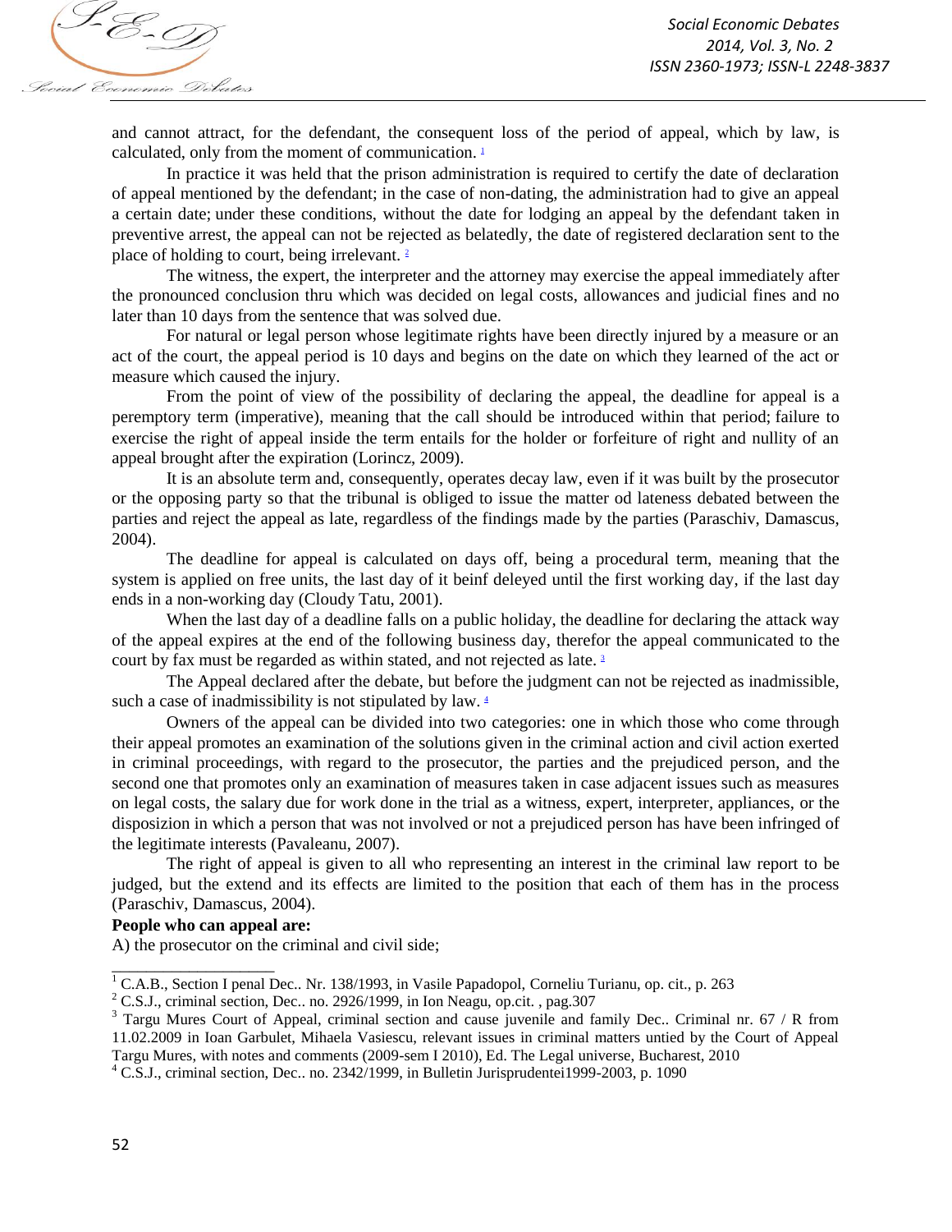and cannot attract, for the defendant, the consequent loss of the period of appeal, which by law, is calculated, only from the moment of communication. [1]

In practice it was held that the prison administration is required to certify the date of declaration of appeal mentioned by the defendant; in the case of non-dating, the administration had to give an appeal a certain date; under these conditions, without the date for lodging an appeal by the defendant taken in preventive arrest, the appeal can not be rejected as belatedly, the date of registered declaration sent to the place of holding to court, being irrelevant. [2]

The witness, the expert, the interpreter and the attorney may exercise the appeal immediately after the pronounced conclusion thru which was decided on legal costs, allowances and judicial fines and no later than 10 days from the sentence that was solved due.

For natural or legal person whose legitimate rights have been directly injured by a measure or an act of the court, the appeal period is 10 days and begins on the date on which they learned of the act or measure which caused the injury.

From the point of view of the possibility of declaring the appeal, the deadline for appeal is a peremptory term (imperative), meaning that the call should be introduced within that period; failure to exercise the right of appeal inside the term entails for the holder or forfeiture of right and nullity of an appeal brought after the expiration (Lorincz, 2009).

It is an absolute term and, consequently, operates decay law, even if it was built by the prosecutor or the opposing party so that the tribunal is obliged to issue the matter od lateness debated between the parties and reject the appeal as late, regardless of the findings made by the parties (Paraschiv, Damascus, 2004).

The deadline for appeal is calculated on days off, being a procedural term, meaning that the system is applied on free units, the last day of it beinf deleyed until the first working day, if the last day ends in a non-working day (Cloudy Tatu, 2001).

When the last day of a deadline falls on a public holiday, the deadline for declaring the attack way of the appeal expires at the end of the following business day, therefor the appeal communicated to the court by fax must be regarded as within stated, and not rejected as late. [3]

The Appeal declared after the debate, but before the judgment can not be rejected as inadmissible, such a case of inadmissibility is not stipulated by law. [4]

Owners of the appeal can be divided into two categories: one in which those who come through their appeal promotes an examination of the solutions given in the criminal action and civil action exerted in criminal proceedings, with regard to the prosecutor, the parties and the prejudiced person, and the second one that promotes only an examination of measures taken in case adjacent issues such as measures on legal costs, the salary due for work done in the trial as a witness, expert, interpreter, appliances, or the disposizion in which a person that was not involved or not a prejudiced person has have been infringed of the legitimate interests (Pavaleanu, 2007).

The right of appeal is given to all who representing an interest in the criminal law report to be judged, but the extend and its effects are limited to the position that each of them has in the process (Paraschiv, Damascus, 2004).

**People who can appeal are:**

A) the prosecutor on the criminal and civil side;

---

[1] C.A.B., Section I penal Dec.. Nr. 138/1993, in Vasile Papadopol, Corneliu Turianu, op. cit., p. 263

[2] C.S.J., criminal section, Dec.. no. 2926/1999, in Ion Neagu, op.cit. , pag.307

[3] Targu Mures Court of Appeal, criminal section and cause juvenile and family Dec.. Criminal nr. 67 / R from 11.02.2009 in Ioan Garbulet, Mihaela Vasiescu, relevant issues in criminal matters untied by the Court of Appeal Targu Mures, with notes and comments (2009-sem I 2010), Ed. The Legal universe, Bucharest, 2010

[4] C.S.J., criminal section, Dec.. no. 2342/1999, in Bulletin Jurisprudentei1999-2003, p. 1090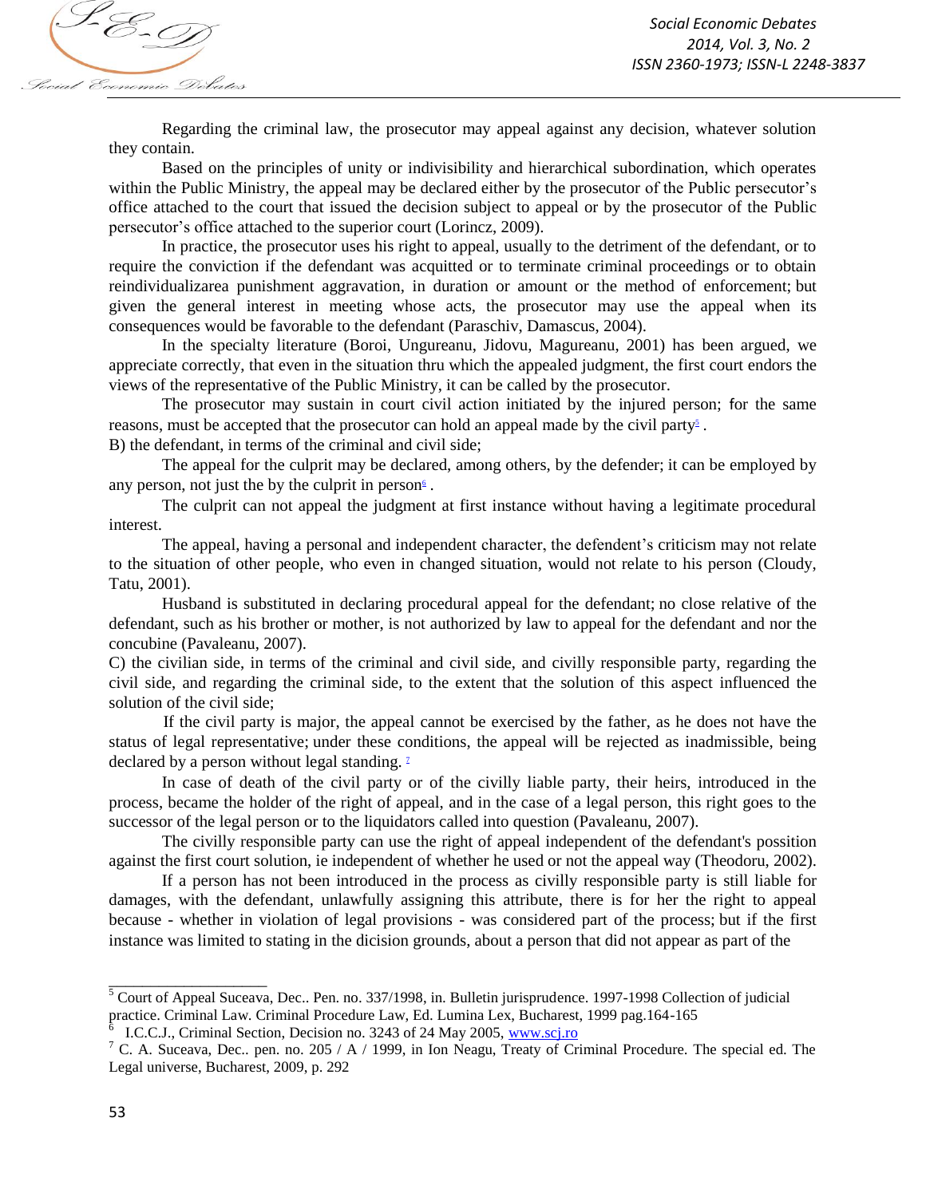Regarding the criminal law, the prosecutor may appeal against any decision, whatever solution they contain.

Based on the principles of unity or indivisibility and hierarchical subordination, which operates within the Public Ministry, the appeal may be declared either by the prosecutor of the Public persecutor's office attached to the court that issued the decision subject to appeal or by the prosecutor of the Public persecutor's office attached to the superior court (Lorincz, 2009).

In practice, the prosecutor uses his right to appeal, usually to the detriment of the defendant, or to require the conviction if the defendant was acquitted or to terminate criminal proceedings or to obtain reindividualizarea punishment aggravation, in duration or amount or the method of enforcement; but given the general interest in meeting whose acts, the prosecutor may use the appeal when its consequences would be favorable to the defendant (Paraschiv, Damascus, 2004).

In the specialty literature (Boroi, Ungureanu, Jidovu, Magureanu, 2001) has been argued, we appreciate correctly, that even in the situation thru which the appealed judgment, the first court endors the views of the representative of the Public Ministry, it can be called by the prosecutor.

The prosecutor may sustain in court civil action initiated by the injured person; for the same reasons, must be accepted that the prosecutor can hold an appeal made by the civil party[5].

B) the defendant, in terms of the criminal and civil side;

The appeal for the culprit may be declared, among others, by the defender; it can be employed by any person, not just the by the culprit in person[6].

The culprit can not appeal the judgment at first instance without having a legitimate procedural interest.

The appeal, having a personal and independent character, the defendent's criticism may not relate to the situation of other people, who even in changed situation, would not relate to his person (Cloudy, Tatu, 2001).

Husband is substituted in declaring procedural appeal for the defendant; no close relative of the defendant, such as his brother or mother, is not authorized by law to appeal for the defendant and nor the concubine (Pavaleanu, 2007).

C) the civilian side, in terms of the criminal and civil side, and civilly responsible party, regarding the civil side, and regarding the criminal side, to the extent that the solution of this aspect influenced the solution of the civil side;

If the civil party is major, the appeal cannot be exercised by the father, as he does not have the status of legal representative; under these conditions, the appeal will be rejected as inadmissible, being declared by a person without legal standing.[7]

In case of death of the civil party or of the civilly liable party, their heirs, introduced in the process, became the holder of the right of appeal, and in the case of a legal person, this right goes to the successor of the legal person or to the liquidators called into question (Pavaleanu, 2007).

The civilly responsible party can use the right of appeal independent of the defendant's possition against the first court solution, ie independent of whether he used or not the appeal way (Theodoru, 2002).

If a person has not been introduced in the process as civilly responsible party is still liable for damages, with the defendant, unlawfully assigning this attribute, there is for her the right to appeal because - whether in violation of legal provisions - was considered part of the process; but if the first instance was limited to stating in the dicision grounds, about a person that did not appear as part of the

---

[5] Court of Appeal Suceava, Dec.. Pen. no. 337/1998, in. Bulletin jurisprudence. 1997-1998 Collection of judicial practice. Criminal Law. Criminal Procedure Law, Ed. Lumina Lex, Bucharest, 1999 pag.164-165

[6] I.C.C.J., Criminal Section, Decision no. 3243 of 24 May 2005, www.scj.ro

[7] C. A. Suceava, Dec.. pen. no. 205 / A / 1999, in Ion Neagu, Treaty of Criminal Procedure. The special ed. The Legal universe, Bucharest, 2009, p. 292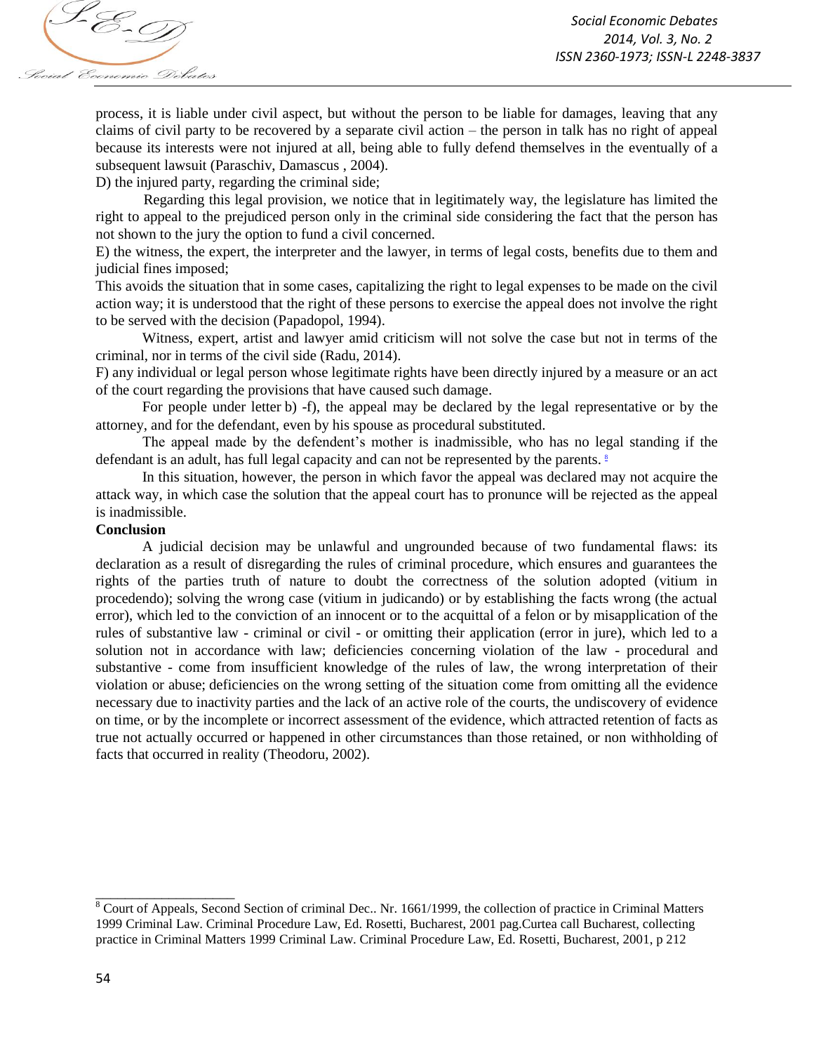process, it is liable under civil aspect, but without the person to be liable for damages, leaving that any claims of civil party to be recovered by a separate civil action – the person in talk has no right of appeal because its interests were not injured at all, being able to fully defend themselves in the eventually of a subsequent lawsuit (Paraschiv, Damascus , 2004).

D) the injured party, regarding the criminal side;

Regarding this legal provision, we notice that in legitimately way, the legislature has limited the right to appeal to the prejudiced person only in the criminal side considering the fact that the person has not shown to the jury the option to fund a civil concerned.

E) the witness, the expert, the interpreter and the lawyer, in terms of legal costs, benefits due to them and judicial fines imposed;

This avoids the situation that in some cases, capitalizing the right to legal expenses to be made on the civil action way; it is understood that the right of these persons to exercise the appeal does not involve the right to be served with the decision (Papadopol, 1994).

Witness, expert, artist and lawyer amid criticism will not solve the case but not in terms of the criminal, nor in terms of the civil side (Radu, 2014).

F) any individual or legal person whose legitimate rights have been directly injured by a measure or an act of the court regarding the provisions that have caused such damage.

For people under letter b) -f), the appeal may be declared by the legal representative or by the attorney, and for the defendant, even by his spouse as procedural substituted.

The appeal made by the defendent's mother is inadmissible, who has no legal standing if the defendant is an adult, has full legal capacity and can not be represented by the parents. [8]

In this situation, however, the person in which favor the appeal was declared may not acquire the attack way, in which case the solution that the appeal court has to pronounce will be rejected as the appeal is inadmissible.

**Conclusion**

A judicial decision may be unlawful and ungrounded because of two fundamental flaws: its declaration as a result of disregarding the rules of criminal procedure, which ensures and guarantees the rights of the parties truth of nature to doubt the correctness of the solution adopted (vitium in procedendo); solving the wrong case (vitium in judicando) or by establishing the facts wrong (the actual error), which led to the conviction of an innocent or to the acquittal of a felon or by misapplication of the rules of substantive law - criminal or civil - or omitting their application (error in jure), which led to a solution not in accordance with law; deficiencies concerning violation of the law - procedural and substantive - come from insufficient knowledge of the rules of law, the wrong interpretation of their violation or abuse; deficiencies on the wrong setting of the situation come from omitting all the evidence necessary due to inactivity parties and the lack of an active role of the courts, the undiscovery of evidence on time, or by the incomplete or incorrect assessment of the evidence, which attracted retention of facts as true not actually occurred or happened in other circumstances than those retained, or non withholding of facts that occurred in reality (Theodoru, 2002).

---

[8] Court of Appeals, Second Section of criminal Dec.. Nr. 1661/1999, the collection of practice in Criminal Matters 1999 Criminal Law. Criminal Procedure Law, Ed. Rosetti, Bucharest, 2001 pag.Curtea call Bucharest, collecting practice in Criminal Matters 1999 Criminal Law. Criminal Procedure Law, Ed. Rosetti, Bucharest, 2001, p 212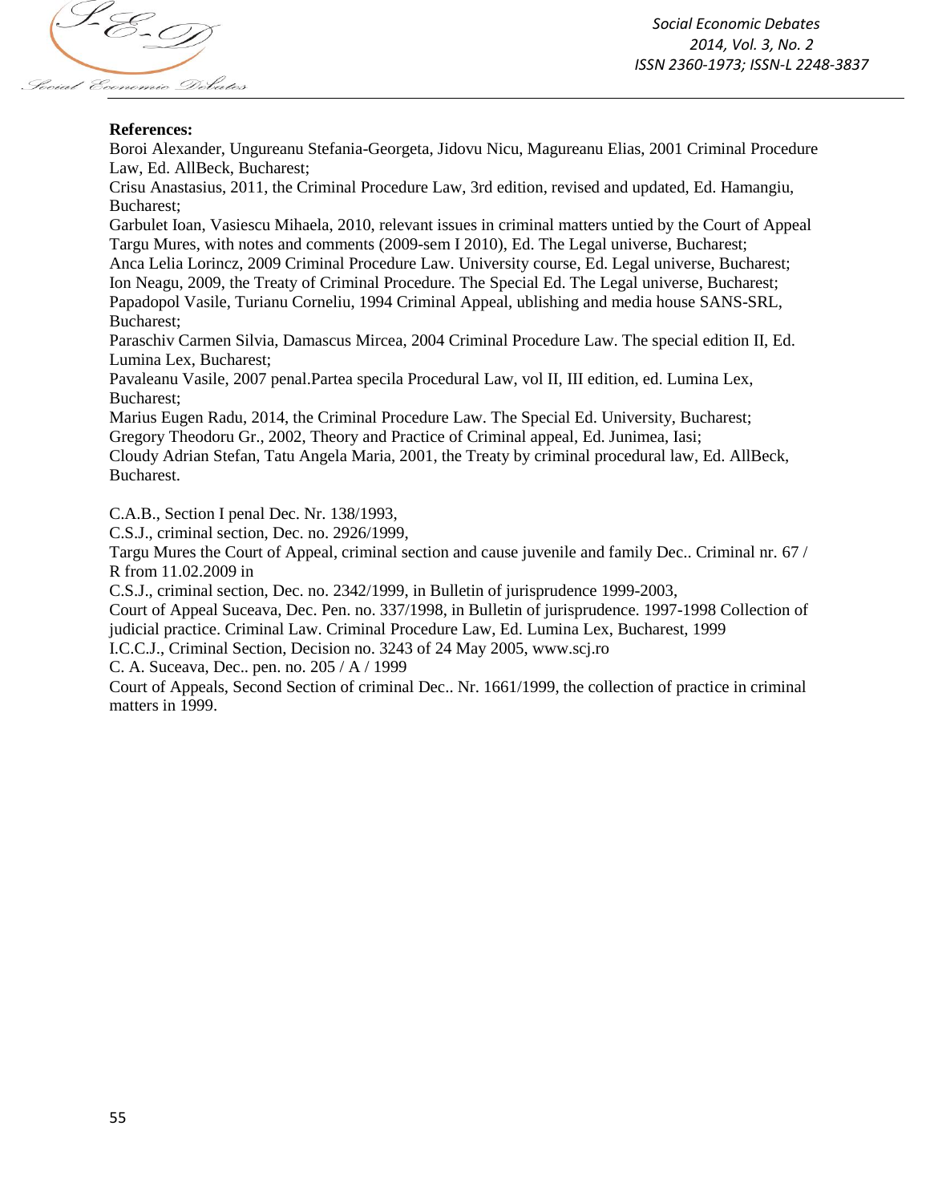**References:**

Boroi Alexander, Ungureanu Stefania-Georgeta, Jidovu Nicu, Magureanu Elias, 2001 Criminal Procedure Law, Ed. AllBeck, Bucharest;

Crisu Anastasius, 2011, the Criminal Procedure Law, 3rd edition, revised and updated, Ed. Hamangiu, Bucharest;

Garbulet Ioan, Vasiescu Mihaela, 2010, relevant issues in criminal matters untied by the Court of Appeal Targu Mures, with notes and comments (2009-sem I 2010), Ed. The Legal universe, Bucharest;

Anca Lelia Lorincz, 2009 Criminal Procedure Law. University course, Ed. Legal universe, Bucharest;

Ion Neagu, 2009, the Treaty of Criminal Procedure. The Special Ed. The Legal universe, Bucharest;

Papadopol Vasile, Turianu Corneliu, 1994 Criminal Appeal, ublishing and media house SANS-SRL, Bucharest;

Paraschiv Carmen Silvia, Damascus Mircea, 2004 Criminal Procedure Law. The special edition II, Ed. Lumina Lex, Bucharest;

Pavaleanu Vasile, 2007 penal.Partea specila Procedural Law, vol II, III edition, ed. Lumina Lex, Bucharest;

Marius Eugen Radu, 2014, the Criminal Procedure Law. The Special Ed. University, Bucharest;

Gregory Theodoru Gr., 2002, Theory and Practice of Criminal appeal, Ed. Junimea, Iasi;

Cloudy Adrian Stefan, Tatu Angela Maria, 2001, the Treaty by criminal procedural law, Ed. AllBeck, Bucharest.

C.A.B., Section I penal Dec. Nr. 138/1993,

C.S.J., criminal section, Dec. no. 2926/1999,

Targu Mures the Court of Appeal, criminal section and cause juvenile and family Dec.. Criminal nr. 67 / R from 11.02.2009 in

C.S.J., criminal section, Dec. no. 2342/1999, in Bulletin of jurisprudence 1999-2003,

Court of Appeal Suceava, Dec. Pen. no. 337/1998, in Bulletin of jurisprudence. 1997-1998 Collection of judicial practice. Criminal Law. Criminal Procedure Law, Ed. Lumina Lex, Bucharest, 1999

I.C.C.J., Criminal Section, Decision no. 3243 of 24 May 2005, www.scj.ro

C. A. Suceava, Dec.. pen. no. 205 / A / 1999

Court of Appeals, Second Section of criminal Dec.. Nr. 1661/1999, the collection of practice in criminal matters in 1999.